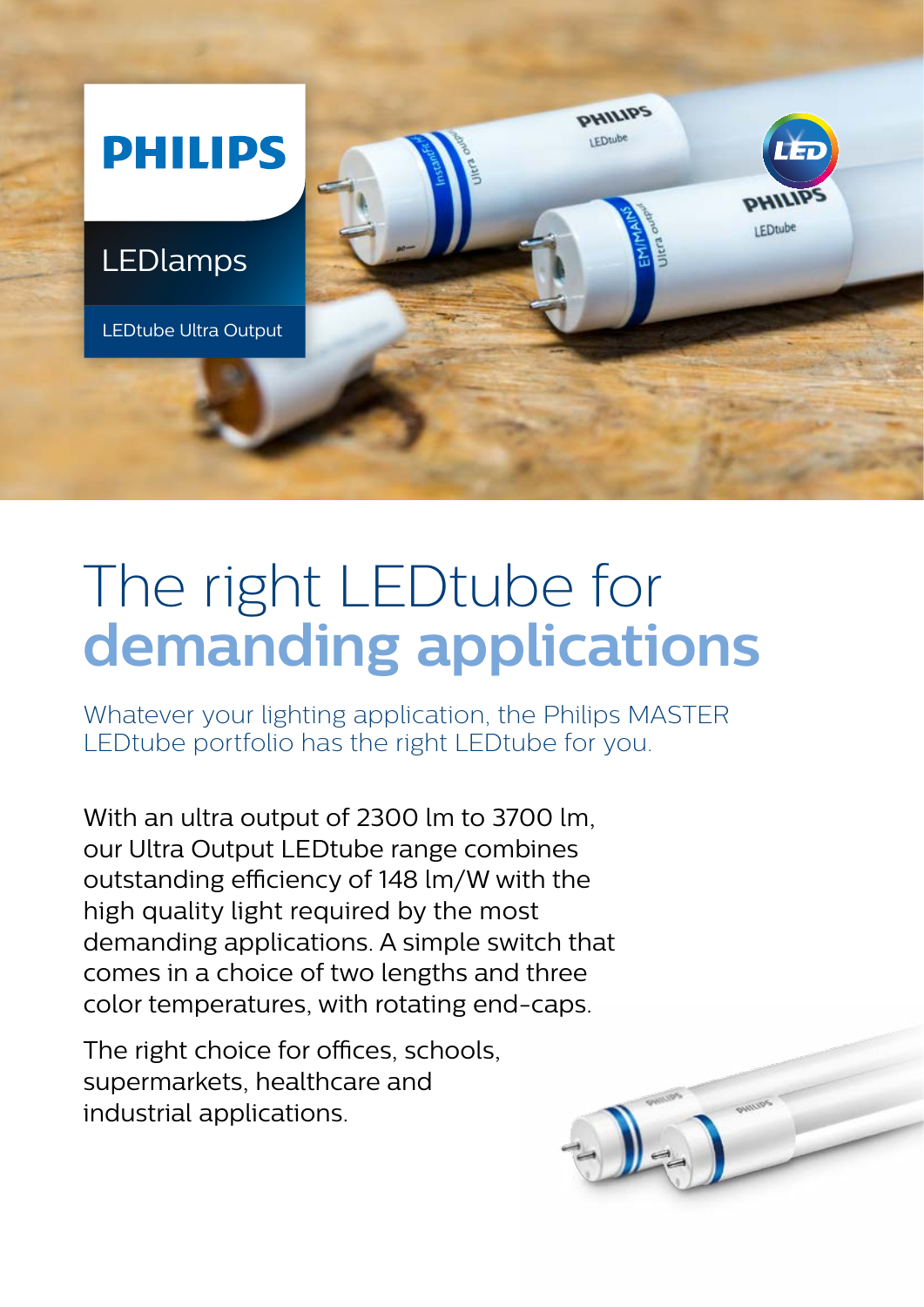PHILIPS

LEDlamps

LEDtube Ultra Output

# The right LEDtube for **demanding applications**

Whatever your lighting application, the Philips MASTER LEDtube portfolio has the right LEDtube for you.

With an ultra output of 2300 lm to 3700 lm, our Ultra Output LEDtube range combines outstanding efficiency of 148 lm/W with the high quality light required by the most demanding applications. A simple switch that comes in a choice of two lengths and three color temperatures, with rotating end-caps.

The right choice for offices, schools, supermarkets, healthcare and industrial applications.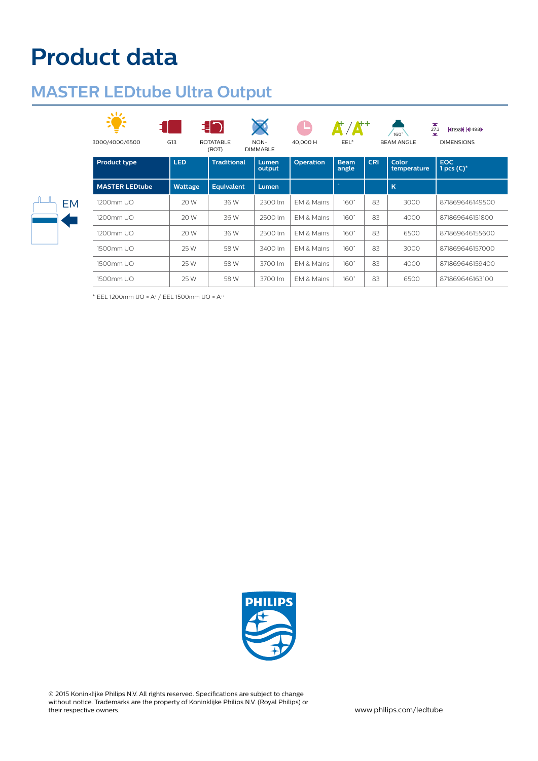# Product data

## MASTER LEDtube Ultra Output

3000/4000/6500 | G13 | ROTATABLE (ROT) | NON-DIMMABLE | 40,000 H | EEL* | BEAM ANGLE 160° | DIMENSIONS 27.3 1198 1498

EM

| Product type | LED | Traditional | Lumen output | Operation | Beam angle | CRI | Color temperature | EOC 1 pcs (C)* |
|---|---|---|---|---|---|---|---|---|
| MASTER LEDtube | Wattage | Equivalent | Lumen | | ° | | K | |
| 1200mm UO | 20 W | 36 W | 2300 lm | EM & Mains | 160° | 83 | 3000 | 871869646149500 |
| 1200mm UO | 20 W | 36 W | 2500 lm | EM & Mains | 160° | 83 | 4000 | 871869646151800 |
| 1200mm UO | 20 W | 36 W | 2500 lm | EM & Mains | 160° | 83 | 6500 | 871869646155600 |
| 1500mm UO | 25 W | 58 W | 3400 lm | EM & Mains | 160° | 83 | 3000 | 871869646157000 |
| 1500mm UO | 25 W | 58 W | 3700 lm | EM & Mains | 160° | 83 | 4000 | 871869646159400 |
| 1500mm UO | 25 W | 58 W | 3700 lm | EM & Mains | 160° | 83 | 6500 | 871869646163100 |

* EEL 1200mm UO = A+ / EEL 1500mm UO = A++

PHILIPS

© 2015 Koninklijke Philips N.V. All rights reserved. Specifications are subject to change without notice. Trademarks are the property of Koninklijke Philips N.V. (Royal Philips) or their respective owners.

www.philips.com/ledtube